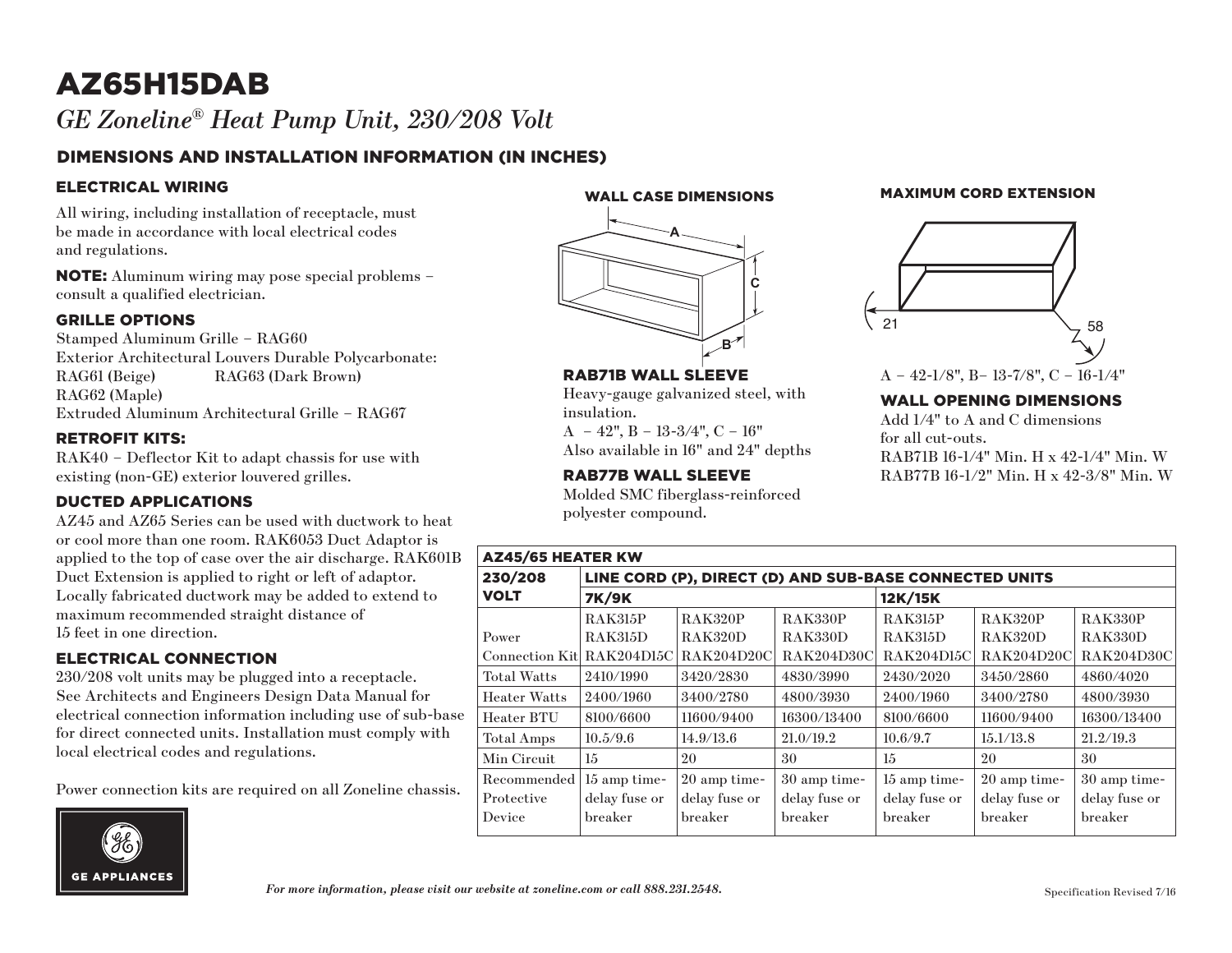# AZ65H15DAB

*GE Zoneline® Heat Pump Unit, 230/208 Volt*

## DIMENSIONS AND INSTALLATION INFORMATION (IN INCHES)

### ELECTRICAL WIRING

All wiring, including installation of receptacle, must be made in accordance with local electrical codes and regulations.

**NOTE:** Aluminum wiring may pose special problems – consult a qualified electrician.

### GRILLE OPTIONS

Stamped Aluminum Grille – RAG60
Exterior Architectural Louvers Durable Polycarbonate:
RAG61 (Beige) RAG63 (Dark Brown)
RAG62 (Maple)
Extruded Aluminum Architectural Grille – RAG67

### RETROFIT KITS:

RAK40 – Deflector Kit to adapt chassis for use with existing (non-GE) exterior louvered grilles.

### DUCTED APPLICATIONS

AZ45 and AZ65 Series can be used with ductwork to heat or cool more than one room. RAK6053 Duct Adaptor is applied to the top of case over the air discharge. RAK601B Duct Extension is applied to right or left of adaptor. Locally fabricated ductwork may be added to extend to maximum recommended straight distance of 15 feet in one direction.

### ELECTRICAL CONNECTION

230/208 volt units may be plugged into a receptacle. See Architects and Engineers Design Data Manual for electrical connection information including use of sub-base for direct connected units. Installation must comply with local electrical codes and regulations.

Power connection kits are required on all Zoneline chassis.

### WALL CASE DIMENSIONS

A B C

### RAB71B WALL SLEEVE

Heavy-gauge galvanized steel, with insulation.
A – 42", B – 13-3/4", C – 16"
Also available in 16" and 24" depths

### RAB77B WALL SLEEVE

Molded SMC fiberglass-reinforced polyester compound.

### MAXIMUM CORD EXTENSION

21 58

A – 42-1/8", B– 13-7/8", C – 16-1/4"

### WALL OPENING DIMENSIONS

Add 1/4" to A and C dimensions for all cut-outs.
RAB71B 16-1/4" Min. H x 42-1/4" Min. W
RAB77B 16-1/2" Min. H x 42-3/8" Min. W

| AZ45/65 HEATER KW | | | | | | |
|---|---|---|---|---|---|---|
| 230/208 VOLT | LINE CORD (P), DIRECT (D) AND SUB-BASE CONNECTED UNITS | | | | | |
| | 7K/9K | | | 12K/15K | | |
| Power Connection Kit | RAK315P RAK315D RAK204D15C | RAK320P RAK320D RAK204D20C | RAK330P RAK330D RAK204D30C | RAK315P RAK315D RAK204D15C | RAK320P RAK320D RAK204D20C | RAK330P RAK330D RAK204D30C |
| Total Watts | 2410/1990 | 3420/2830 | 4830/3990 | 2430/2020 | 3450/2860 | 4860/4020 |
| Heater Watts | 2400/1960 | 3400/2780 | 4800/3930 | 2400/1960 | 3400/2780 | 4800/3930 |
| Heater BTU | 8100/6600 | 11600/9400 | 16300/13400 | 8100/6600 | 11600/9400 | 16300/13400 |
| Total Amps | 10.5/9.6 | 14.9/13.6 | 21.0/19.2 | 10.6/9.7 | 15.1/13.8 | 21.2/19.3 |
| Min Circuit | 15 | 20 | 30 | 15 | 20 | 30 |
| Recommended Protective Device | 15 amp time-delay fuse or breaker | 20 amp time-delay fuse or breaker | 30 amp time-delay fuse or breaker | 15 amp time-delay fuse or breaker | 20 amp time-delay fuse or breaker | 30 amp time-delay fuse or breaker |

GE APPLIANCES

*For more information, please visit our website at zoneline.com or call 888.231.2548.*

Specification Revised 7/16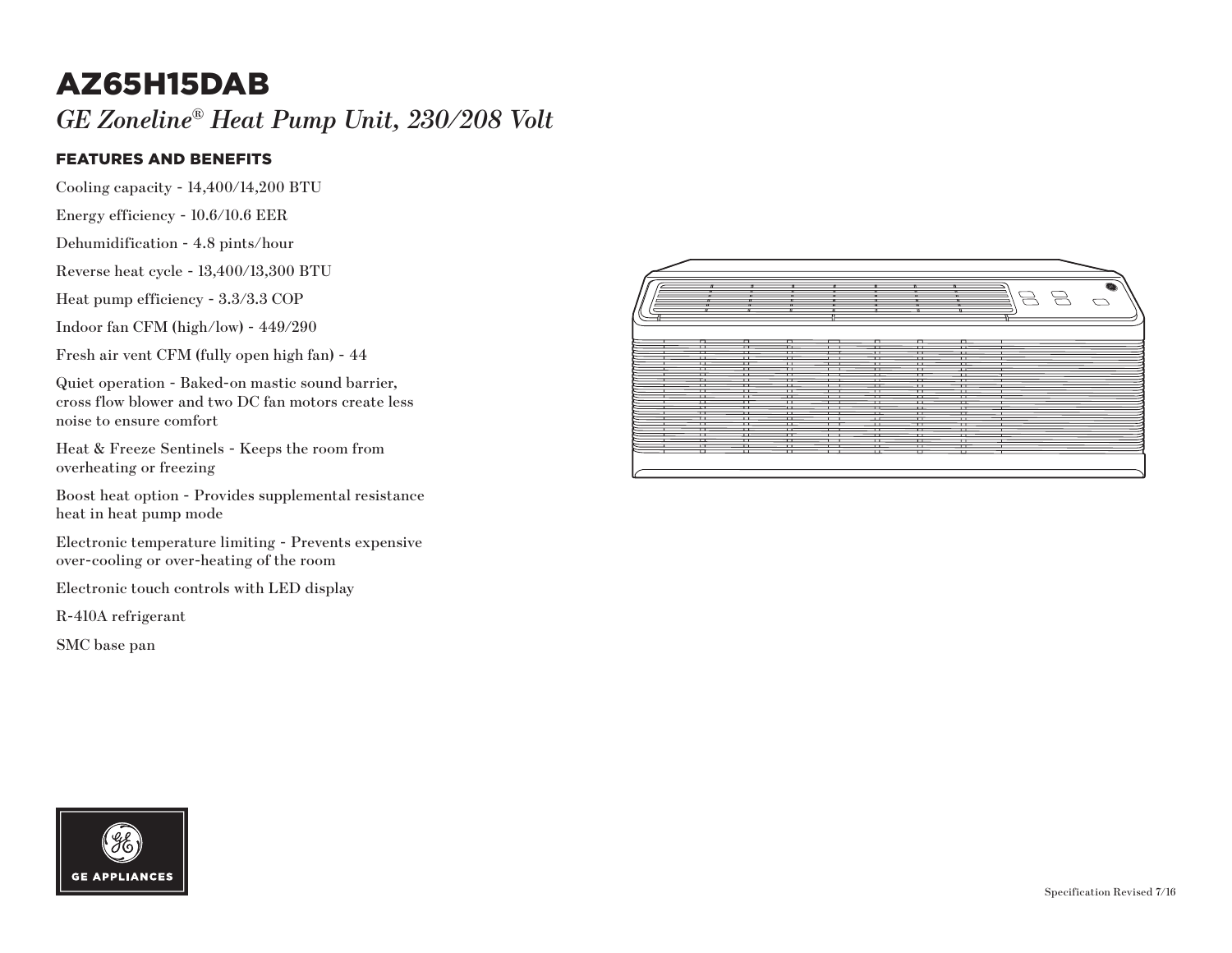# AZ65H15DAB

*GE Zoneline® Heat Pump Unit, 230/208 Volt*

### FEATURES AND BENEFITS

Cooling capacity - 14,400/14,200 BTU

Energy efficiency - 10.6/10.6 EER

Dehumidification - 4.8 pints/hour

Reverse heat cycle - 13,400/13,300 BTU

Heat pump efficiency - 3.3/3.3 COP

Indoor fan CFM (high/low) - 449/290

Fresh air vent CFM (fully open high fan) - 44

Quiet operation - Baked-on mastic sound barrier, cross flow blower and two DC fan motors create less noise to ensure comfort

Heat & Freeze Sentinels - Keeps the room from overheating or freezing

Boost heat option - Provides supplemental resistance heat in heat pump mode

Electronic temperature limiting - Prevents expensive over-cooling or over-heating of the room

Electronic touch controls with LED display

R-410A refrigerant

SMC base pan

GE APPLIANCES

Specification Revised 7/16